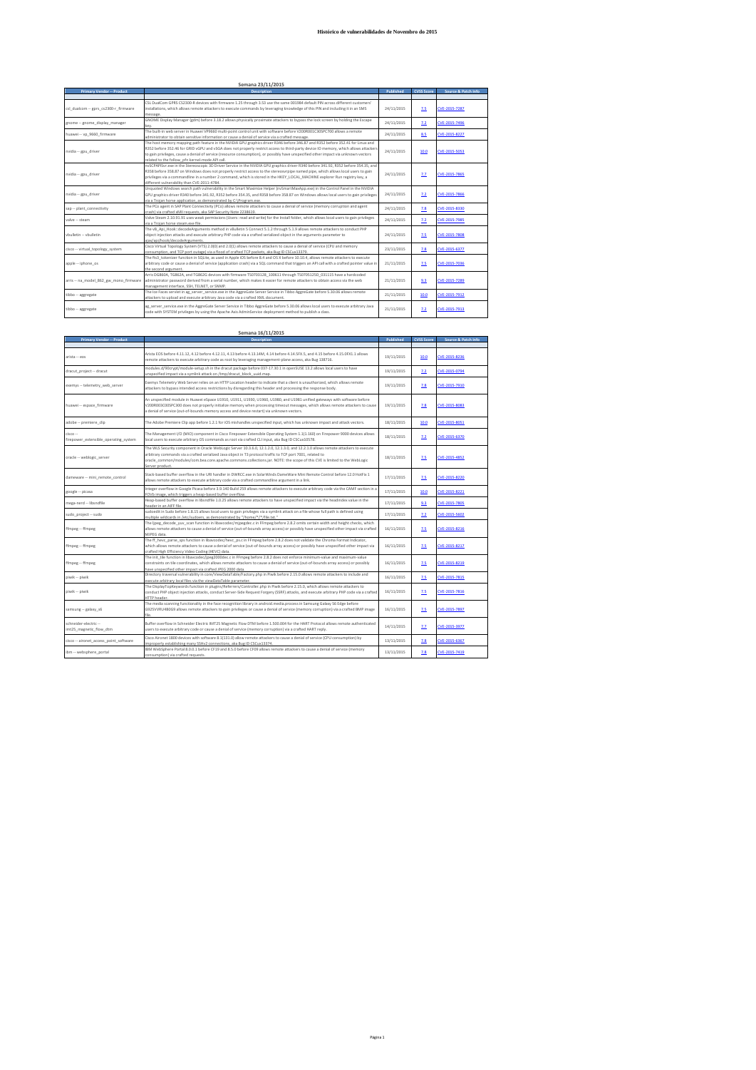# Histórico de vulnerabilidades de Novembro de 2015

**Semana 23/11/2015**

| Primary Vendor -- Product | Description | Published | CVSS Score | Source & Patch Info |
|---|---|---|---|---|
| csl_dualcom -- gprs_cs2300-r_firmware | CSL DualCom GPRS CS2300-R devices with firmware 1.25 through 3.53 use the same 001984 default PIN across different customers' installations, which allows remote attackers to execute commands by leveraging knowledge of this PIN and including it in an SMS message. | 24/11/2015 | 7.5 | CVE-2015-7287 |
| gnome -- gnome_display_manager | GNOME Display Manager (gdm) before 3.18.2 allows physically proximate attackers to bypass the lock screen by holding the Escape key. | 24/11/2015 | 7.2 | CVE-2015-7496 |
| huawei -- vp_9660_firmware | The built-in web server in Huawei VP9660 multi-point control unit with software before V200R001C30SPC700 allows a remote administrator to obtain sensitive information or cause a denial of service via a crafted message. | 24/11/2015 | 8.5 | CVE-2015-8227 |
| nvidia -- gpu_driver | The host memory mapping path feature in the NVIDIA GPU graphics driver R346 before 346.87 and R352 before 352.41 for Linux and R352 before 352.46 for GRID vGPU and vSGA does not properly restrict access to third-party device IO memory, which allows attackers to gain privileges, cause a denial of service (resource consumption), or possibly have unspecified other impact via unknown vectors related to the follow_pfn kernel-mode API call. | 24/11/2015 | 10.0 | CVE-2015-5053 |
| nvidia -- gpu_driver | nvSCPAPISvr.exe in the Stereoscopic 3D Driver Service in the NVIDIA GPU graphics driver R340 before 341.92, R352 before 354.35, and R358 before 358.87 on Windows does not properly restrict access to the stereosvrpipe named pipe, which allows local users to gain privileges via a commandline in a number 2 command, which is stored in the HKEY_LOCAL_MACHINE explorer Run registry key, a different vulnerability than CVE-2011-4784. | 24/11/2015 | 7.7 | CVE-2015-7865 |
| nvidia -- gpu_driver | Unquoted Windows search path vulnerability in the Smart Maximise Helper (nvSmartMaxApp.exe) in the Control Panel in the NVIDIA GPU graphics driver R340 before 341.92, R352 before 354.35, and R358 before 358.87 on Windows allows local users to gain privileges via a Trojan horse application, as demonstrated by C:\Program.exe. | 24/11/2015 | 7.2 | CVE-2015-7866 |
| sap -- plant_connectivity | The PCo agent in SAP Plant Connectivity (PCo) allows remote attackers to cause a denial of service (memory corruption and agent crash) via crafted xMII requests, aka SAP Security Note 2238619. | 24/11/2015 | 7.8 | CVE-2015-8330 |
| valve -- steam | Valve Steam 2.10.91.91 uses weak permissions (Users: read and write) for the install folder, which allows local users to gain privileges via a Trojan horse steam.exe file. | 24/11/2015 | 7.2 | CVE-2015-7985 |
| vbulletin -- vbulletin | The vB_Api_Hook::decodeArguments method in vBulletin 5 Connect 5.1.2 through 5.1.9 allows remote attackers to conduct PHP object injection attacks and execute arbitrary PHP code via a crafted serialized object in the arguments parameter to ajax/api/hook/decodeArguments. | 24/11/2015 | 7.5 | CVE-2015-7808 |
| cisco -- virtual_topology_system | Cisco Virtual Topology System (VTS) 2.0(0) and 2.0(1) allows remote attackers to cause a denial of service (CPU and memory consumption, and TCP port outage) via a flood of crafted TCP packets, aka Bug ID CSCux13379. | 23/11/2015 | 7.8 | CVE-2015-6377 |
| apple -- iphone_os | The fts3_tokenizer function in SQLite, as used in Apple iOS before 8.4 and OS X before 10.10.4, allows remote attackers to execute arbitrary code or cause a denial of service (application crash) via a SQL command that triggers an API call with a crafted pointer value in the second argument. | 21/11/2015 | 7.5 | CVE-2015-7036 |
| arris -- na_model_862_gw_mono_firmware | Arris DG860A, TG862A, and TG862G devices with firmware TS0703128_100611 through TS0705125D_031115 have a hardcoded administrator password derived from a serial number, which makes it easier for remote attackers to obtain access via the web management interface, SSH, TELNET, or SNMP. | 21/11/2015 | 9.3 | CVE-2015-7289 |
| tibbo -- aggregate | The Ice Faces servlet in ag_server_service.exe in the AggreGate Server Service in Tibbo AggreGate before 5.30.06 allows remote attackers to upload and execute arbitrary Java code via a crafted XML document. | 21/11/2015 | 10.0 | CVE-2015-7912 |
| tibbo -- aggregate | ag_server_service.exe in the AggreGate Server Service in Tibbo AggreGate before 5.30.06 allows local users to execute arbitrary Java code with SYSTEM privileges by using the Apache Axis AdminService deployment method to publish a class. | 21/11/2015 | 7.2 | CVE-2015-7913 |

**Semana 16/11/2015**

| Primary Vendor -- Product | Description | Published | CVSS Score | Source & Patch Info |
|---|---|---|---|---|
| arista -- eos | Arista EOS before 4.11.12, 4.12 before 4.12.11, 4.13 before 4.13.14M, 4.14 before 4.14.5FX.5, and 4.15 before 4.15.0FX1.1 allows remote attackers to execute arbitrary code as root by leveraging management-plane access, aka Bug 138716. | 19/11/2015 | 10.0 | CVE-2015-8236 |
| dracut_project -- dracut | modules.d/90crypt/module-setup.sh in the dracut package before 037-17.30.1 in openSUSE 13.2 allows local users to have unspecified impact via a symlink attack on /tmp/dracut_block_uuid.map. | 19/11/2015 | 7.2 | CVE-2015-0794 |
| exemys -- telemetry_web_server | Exemys Telemetry Web Server relies on an HTTP Location header to indicate that a client is unauthorized, which allows remote attackers to bypass intended access restrictions by disregarding this header and processing the response body. | 19/11/2015 | 7.8 | CVE-2015-7910 |
| huawei -- espace_firmware | An unspecified module in Huawei eSpace U1910, U1911, U1930, U1960, U1980, and U1981 unified gateways with software before V200R003C00SPC300 does not properly initialize memory when processing timeout messages, which allows remote attackers to cause a denial of service (out-of-bounds memory access and device restart) via unknown vectors. | 19/11/2015 | 7.8 | CVE-2015-8083 |
| adobe -- premiere_clip | The Adobe Premiere Clip app before 1.2.1 for iOS mishandles unspecified input, which has unknown impact and attack vectors. | 18/11/2015 | 10.0 | CVE-2015-8051 |
| cisco -- firepower_extensible_operating_system | The Management I/O (MIO) component in Cisco Firepower Extensible Operating System 1.1(1.160) on Firepower 9000 devices allows local users to execute arbitrary OS commands as root via crafted CLI input, aka Bug ID CSCux10578. | 18/11/2015 | 7.2 | CVE-2015-6370 |
| oracle -- weblogic_server | The WLS Security component in Oracle WebLogic Server 10.3.6.0, 12.1.2.0, 12.1.3.0, and 12.2.1.0 allows remote attackers to execute arbitrary commands via a crafted serialized Java object in T3 protocol traffic to TCP port 7001, related to oracle_common/modules/com.bea.core.apache.commons.collections.jar. NOTE: the scope of this CVE is limited to the WebLogic Server product. | 18/11/2015 | 7.5 | CVE-2015-4852 |
| dameware -- mini_remote_control | Stack-based buffer overflow in the URI handler in DWRCC.exe in SolarWinds DameWare Mini Remote Control before 12.0 HotFix 1 allows remote attackers to execute arbitrary code via a crafted commandline argument in a link. | 17/11/2015 | 7.5 | CVE-2015-8220 |
| google -- picasa | Integer overflow in Google Picasa before 3.9.140 Build 259 allows remote attackers to execute arbitrary code via the CAMF section in a FOVb image, which triggers a heap-based buffer overflow. | 17/11/2015 | 10.0 | CVE-2015-8221 |
| mega-nerd -- libsndfile | Heap-based buffer overflow in libsndfile 1.0.25 allows remote attackers to have unspecified impact via the headindex value in the header in an AIFF file. | 17/11/2015 | 9.3 | CVE-2015-7805 |
| sudo_project -- sudo | sudoedit in Sudo before 1.8.15 allows local users to gain privileges via a symlink attack on a file whose full path is defined using multiple wildcards in /etc/sudoers, as demonstrated by "/home/*/*/file.txt." | 17/11/2015 | 7.2 | CVE-2015-5602 |
| ffmpeg -- ffmpeg | The ljpeg_decode_yuv_scan function in libavcodec/mjpegdec.c in FFmpeg before 2.8.2 omits certain width and height checks, which allows remote attackers to cause a denial of service (out-of-bounds array access) or possibly have unspecified other impact via crafted MJPEG data. | 16/11/2015 | 7.5 | CVE-2015-8216 |
| ffmpeg -- ffmpeg | The ff_hevc_parse_sps function in libavcodec/hevc_ps.c in FFmpeg before 2.8.2 does not validate the Chroma Format Indicator, which allows remote attackers to cause a denial of service (out-of-bounds array access) or possibly have unspecified other impact via crafted High Efficiency Video Coding (HEVC) data. | 16/11/2015 | 7.5 | CVE-2015-8217 |
| ffmpeg -- ffmpeg | The init_tile function in libavcodec/jpeg2000dec.c in FFmpeg before 2.8.2 does not enforce minimum-value and maximum-value constraints on tile coordinates, which allows remote attackers to cause a denial of service (out-of-bounds array access) or possibly have unspecified other impact via crafted JPEG 2000 data. | 16/11/2015 | 7.5 | CVE-2015-8219 |
| piwik -- piwik | Directory traversal vulnerability in core/ViewDataTable/Factory.php in Piwik before 2.15.0 allows remote attackers to include and execute arbitrary local files via the viewDataTable parameter. | 16/11/2015 | 7.5 | CVE-2015-7815 |
| piwik -- piwik | The DisplayTopKeywords function in plugins/Referrers/Controller.php in Piwik before 2.15.0, which allows remote attackers to conduct PHP object injection attacks, conduct Server-Side Request Forgery (SSRF) attacks, and execute arbitrary PHP code via a crafted HTTP header. | 16/11/2015 | 7.5 | CVE-2015-7816 |
| samsung -- galaxy_s6 | The media scanning functionality in the face recognition library in android.media.process in Samsung Galaxy S6 Edge before G925VVRU4B0G9 allows remote attackers to gain privileges or cause a denial of service (memory corruption) via a crafted BMP image file. | 16/11/2015 | 7.5 | CVE-2015-7897 |
| schneider-electric -- imt25_magnetic_flow_dtm | Buffer overflow in Schneider Electric IMT25 Magnetic Flow DTM before 1.500.004 for the HART Protocol allows remote authenticated users to execute arbitrary code or cause a denial of service (memory corruption) via a crafted HART reply. | 14/11/2015 | 7.7 | CVE-2015-3977 |
| cisco -- aironet_access_point_software | Cisco Aironet 1800 devices with software 8.1(131.0) allow remote attackers to cause a denial of service (CPU consumption) by improperly establishing many SSHv2 connections, aka Bug ID CSCux13374. | 13/11/2015 | 7.8 | CVE-2015-6367 |
| ibm -- websphere_portal | IBM WebSphere Portal 8.0.0.1 before CF19 and 8.5.0 before CF09 allows remote attackers to cause a denial of service (memory consumption) via crafted requests. | 13/11/2015 | 7.8 | CVE-2015-7419 |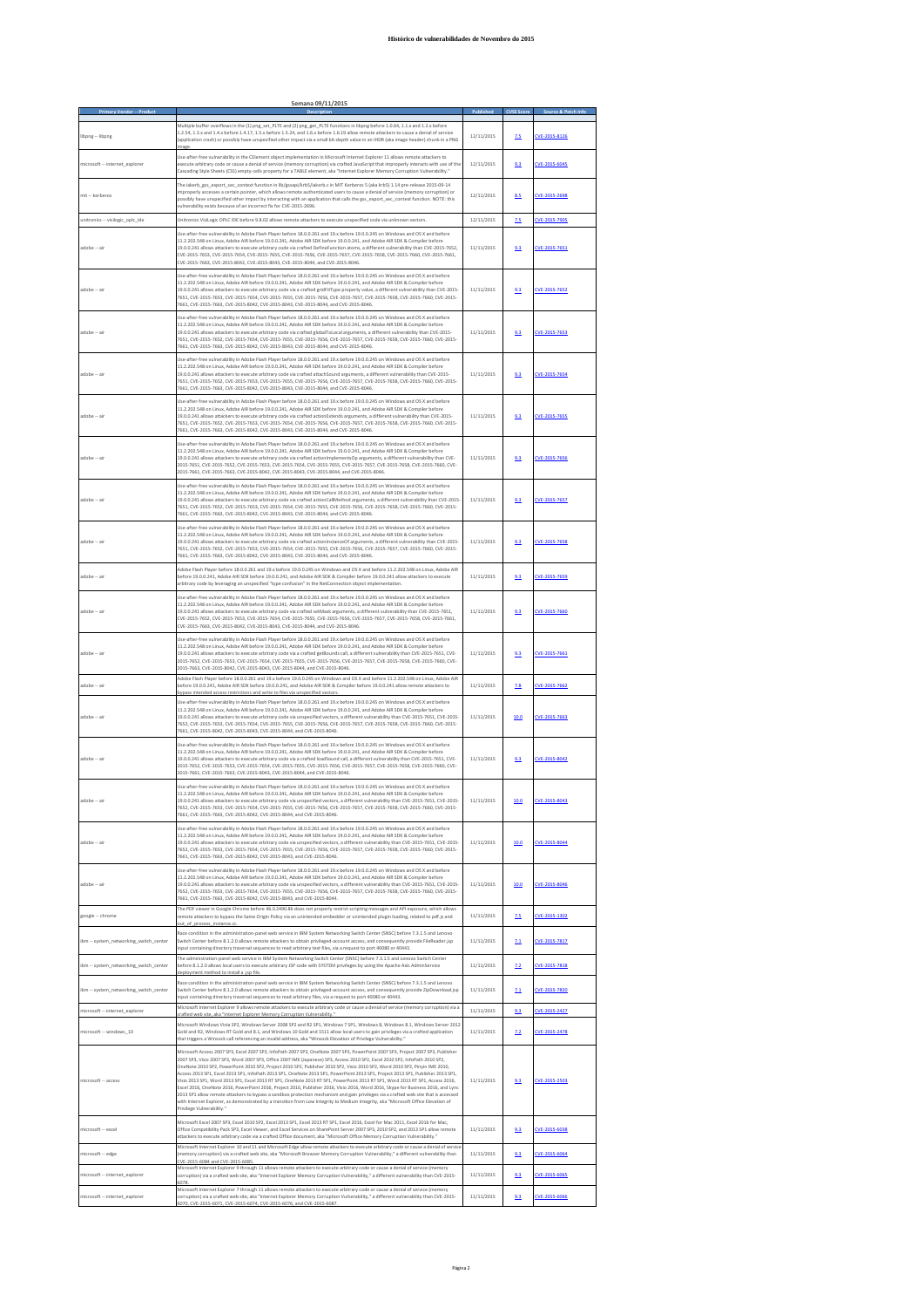# Histórico de vulnerabilidades de Novembro de 2015

| Semana 09/11/2015 | | | | |
|---|---|---|---|---|
| **Primary Vendor -- Product** | **Description** | **Published** | **CVSS Score** | **Source & Patch Info** |
| libpng -- libpng | Multiple buffer overflows in the (1) png_set_PLTE and (2) png_get_PLTE functions in libpng before 1.0.64, 1.1.x and 1.2.x before 1.2.54, 1.3.x and 1.4.x before 1.4.17, 1.5.x before 1.5.24, and 1.6.x before 1.6.19 allow remote attackers to cause a denial of service (application crash) or possibly have unspecified other impact via a small bit-depth value in an IHDR (aka image header) chunk in a PNG image. | 12/11/2015 | 7.5 | CVE-2015-8126 |
| microsoft -- internet_explorer | Use-after-free vulnerability in the CElement object implementation in Microsoft Internet Explorer 11 allows remote attackers to execute arbitrary code or cause a denial of service (memory corruption) via crafted JavaScript that improperly interacts with use of the Cascading Style Sheets (CSS) empty-cells property for a TABLE element, aka "Internet Explorer Memory Corruption Vulnerability." | 12/11/2015 | 9.3 | CVE-2015-6045 |
| mit -- kerberos | The iakerb_gss_export_sec_context function in lib/gssapi/krb5/iakerb.c in MIT Kerberos 5 (aka krb5) 1.14 pre-release 2015-09-14 improperly accesses a certain pointer, which allows remote authenticated users to cause a denial of service (memory corruption) or possibly have unspecified other impact by interacting with an application that calls the gss_export_sec_context function. NOTE: this vulnerability exists because of an incorrect fix for CVE-2015-2696. | 12/11/2015 | 8.5 | CVE-2015-2698 |
| unitronics -- visilogic_oplc_ide | Unitronics VisiLogic OPLC IDE before 9.8.02 allows remote attackers to execute unspecified code via unknown vectors. | 12/11/2015 | 7.5 | CVE-2015-7905 |
| adobe -- air | Use-after-free vulnerability in Adobe Flash Player before 18.0.0.261 and 19.x before 19.0.0.245 on Windows and OS X and before 11.2.202.548 on Linux, Adobe AIR before 19.0.0.241, Adobe AIR SDK before 19.0.0.241, and Adobe AIR SDK & Compiler before 19.0.0.241 allows attackers to execute arbitrary code via crafted DefineFunction atoms, a different vulnerability than CVE-2015-7652, CVE-2015-7653, CVE-2015-7654, CVE-2015-7655, CVE-2015-7656, CVE-2015-7657, CVE-2015-7658, CVE-2015-7660, CVE-2015-7661, CVE-2015-7663, CVE-2015-8042, CVE-2015-8043, CVE-2015-8044, and CVE-2015-8046. | 11/11/2015 | 9.3 | CVE-2015-7651 |
| adobe -- air | Use-after-free vulnerability in Adobe Flash Player before 18.0.0.261 and 19.x before 19.0.0.245 on Windows and OS X and before 11.2.202.548 on Linux, Adobe AIR before 19.0.0.241, Adobe AIR SDK before 19.0.0.241, and Adobe AIR SDK & Compiler before 19.0.0.241 allows attackers to execute arbitrary code via a crafted gridFitType property value, a different vulnerability than CVE-2015-7651, CVE-2015-7653, CVE-2015-7654, CVE-2015-7655, CVE-2015-7656, CVE-2015-7657, CVE-2015-7658, CVE-2015-7660, CVE-2015-7661, CVE-2015-7663, CVE-2015-8042, CVE-2015-8043, CVE-2015-8044, and CVE-2015-8046. | 11/11/2015 | 9.3 | CVE-2015-7652 |
| adobe -- air | Use-after-free vulnerability in Adobe Flash Player before 18.0.0.261 and 19.x before 19.0.0.245 on Windows and OS X and before 11.2.202.548 on Linux, Adobe AIR before 19.0.0.241, Adobe AIR SDK before 19.0.0.241, and Adobe AIR SDK & Compiler before 19.0.0.241 allows attackers to execute arbitrary code via crafted globalToLocal arguments, a different vulnerability than CVE-2015-7651, CVE-2015-7652, CVE-2015-7654, CVE-2015-7655, CVE-2015-7656, CVE-2015-7657, CVE-2015-7658, CVE-2015-7660, CVE-2015-7661, CVE-2015-7663, CVE-2015-8042, CVE-2015-8043, CVE-2015-8044, and CVE-2015-8046. | 11/11/2015 | 9.3 | CVE-2015-7653 |
| adobe -- air | Use-after-free vulnerability in Adobe Flash Player before 18.0.0.261 and 19.x before 19.0.0.245 on Windows and OS X and before 11.2.202.548 on Linux, Adobe AIR before 19.0.0.241, Adobe AIR SDK before 19.0.0.241, and Adobe AIR SDK & Compiler before 19.0.0.241 allows attackers to execute arbitrary code via crafted attachSound arguments, a different vulnerability than CVE-2015-7651, CVE-2015-7652, CVE-2015-7653, CVE-2015-7655, CVE-2015-7656, CVE-2015-7657, CVE-2015-7658, CVE-2015-7660, CVE-2015-7661, CVE-2015-7663, CVE-2015-8042, CVE-2015-8043, CVE-2015-8044, and CVE-2015-8046. | 11/11/2015 | 9.3 | CVE-2015-7654 |
| adobe -- air | Use-after-free vulnerability in Adobe Flash Player before 18.0.0.261 and 19.x before 19.0.0.245 on Windows and OS X and before 11.2.202.548 on Linux, Adobe AIR before 19.0.0.241, Adobe AIR SDK before 19.0.0.241, and Adobe AIR SDK & Compiler before 19.0.0.241 allows attackers to execute arbitrary code via crafted actionExtends arguments, a different vulnerability than CVE-2015-7651, CVE-2015-7652, CVE-2015-7653, CVE-2015-7654, CVE-2015-7656, CVE-2015-7657, CVE-2015-7658, CVE-2015-7660, CVE-2015-7661, CVE-2015-7663, CVE-2015-8042, CVE-2015-8043, CVE-2015-8044, and CVE-2015-8046. | 11/11/2015 | 9.3 | CVE-2015-7655 |
| adobe -- air | Use-after-free vulnerability in Adobe Flash Player before 18.0.0.261 and 19.x before 19.0.0.245 on Windows and OS X and before 11.2.202.548 on Linux, Adobe AIR before 19.0.0.241, Adobe AIR SDK before 19.0.0.241, and Adobe AIR SDK & Compiler before 19.0.0.241 allows attackers to execute arbitrary code via crafted actionImplementsOp arguments, a different vulnerability than CVE-2015-7651, CVE-2015-7652, CVE-2015-7653, CVE-2015-7654, CVE-2015-7655, CVE-2015-7657, CVE-2015-7658, CVE-2015-7660, CVE-2015-7661, CVE-2015-7663, CVE-2015-8042, CVE-2015-8043, CVE-2015-8044, and CVE-2015-8046. | 11/11/2015 | 9.3 | CVE-2015-7656 |
| adobe -- air | Use-after-free vulnerability in Adobe Flash Player before 18.0.0.261 and 19.x before 19.0.0.245 on Windows and OS X and before 11.2.202.548 on Linux, Adobe AIR before 19.0.0.241, Adobe AIR SDK before 19.0.0.241, and Adobe AIR SDK & Compiler before 19.0.0.241 allows attackers to execute arbitrary code via crafted actionCallMethod arguments, a different vulnerability than CVE-2015-7651, CVE-2015-7652, CVE-2015-7653, CVE-2015-7654, CVE-2015-7655, CVE-2015-7656, CVE-2015-7658, CVE-2015-7660, CVE-2015-7661, CVE-2015-7663, CVE-2015-8042, CVE-2015-8043, CVE-2015-8044, and CVE-2015-8046. | 11/11/2015 | 9.3 | CVE-2015-7657 |
| adobe -- air | Use-after-free vulnerability in Adobe Flash Player before 18.0.0.261 and 19.x before 19.0.0.245 on Windows and OS X and before 11.2.202.548 on Linux, Adobe AIR before 19.0.0.241, Adobe AIR SDK before 19.0.0.241, and Adobe AIR SDK & Compiler before 19.0.0.241 allows attackers to execute arbitrary code via crafted actionInstanceOf arguments, a different vulnerability than CVE-2015-7651, CVE-2015-7652, CVE-2015-7653, CVE-2015-7654, CVE-2015-7655, CVE-2015-7656, CVE-2015-7657, CVE-2015-7660, CVE-2015-7661, CVE-2015-7663, CVE-2015-8042, CVE-2015-8043, CVE-2015-8044, and CVE-2015-8046. | 11/11/2015 | 9.3 | CVE-2015-7658 |
| adobe -- air | Adobe Flash Player before 18.0.0.261 and 19.x before 19.0.0.245 on Windows and OS X and before 11.2.202.548 on Linux, Adobe AIR before 19.0.0.241, Adobe AIR SDK before 19.0.0.241, and Adobe AIR SDK & Compiler before 19.0.0.241 allow attackers to execute arbitrary code by leveraging an unspecified "type confusion" in the NetConnection object implementation. | 11/11/2015 | 9.3 | CVE-2015-7659 |
| adobe -- air | Use-after-free vulnerability in Adobe Flash Player before 18.0.0.261 and 19.x before 19.0.0.245 on Windows and OS X and before 11.2.202.548 on Linux, Adobe AIR before 19.0.0.241, Adobe AIR SDK before 19.0.0.241, and Adobe AIR SDK & Compiler before 19.0.0.241 allows attackers to execute arbitrary code via crafted setMask arguments, a different vulnerability than CVE-2015-7651, CVE-2015-7652, CVE-2015-7653, CVE-2015-7654, CVE-2015-7655, CVE-2015-7656, CVE-2015-7657, CVE-2015-7658, CVE-2015-7661, CVE-2015-7663, CVE-2015-8042, CVE-2015-8043, CVE-2015-8044, and CVE-2015-8046. | 11/11/2015 | 9.3 | CVE-2015-7660 |
| adobe -- air | Use-after-free vulnerability in Adobe Flash Player before 18.0.0.261 and 19.x before 19.0.0.245 on Windows and OS X and before 11.2.202.548 on Linux, Adobe AIR before 19.0.0.241, Adobe AIR SDK before 19.0.0.241, and Adobe AIR SDK & Compiler before 19.0.0.241 allows attackers to execute arbitrary code via a crafted getBounds call, a different vulnerability than CVE-2015-7651, CVE-2015-7652, CVE-2015-7653, CVE-2015-7654, CVE-2015-7655, CVE-2015-7656, CVE-2015-7657, CVE-2015-7658, CVE-2015-7660, CVE-2015-7663, CVE-2015-8042, CVE-2015-8043, CVE-2015-8044, and CVE-2015-8046. | 11/11/2015 | 9.3 | CVE-2015-7661 |
| adobe -- air | Adobe Flash Player before 18.0.0.261 and 19.x before 19.0.0.245 on Windows and OS X and before 11.2.202.548 on Linux, Adobe AIR before 19.0.0.241, Adobe AIR SDK before 19.0.0.241, and Adobe AIR SDK & Compiler before 19.0.0.241 allow remote attackers to bypass intended access restrictions and write to files via unspecified vectors. | 11/11/2015 | 7.8 | CVE-2015-7662 |
| adobe -- air | Use-after-free vulnerability in Adobe Flash Player before 18.0.0.261 and 19.x before 19.0.0.245 on Windows and OS X and before 11.2.202.548 on Linux, Adobe AIR before 19.0.0.241, Adobe AIR SDK before 19.0.0.241, and Adobe AIR SDK & Compiler before 19.0.0.241 allows attackers to execute arbitrary code via unspecified vectors, a different vulnerability than CVE-2015-7651, CVE-2015-7652, CVE-2015-7653, CVE-2015-7654, CVE-2015-7655, CVE-2015-7656, CVE-2015-7657, CVE-2015-7658, CVE-2015-7660, CVE-2015-7661, CVE-2015-8042, CVE-2015-8043, CVE-2015-8044, and CVE-2015-8046. | 11/11/2015 | 10.0 | CVE-2015-7663 |
| adobe -- air | Use-after-free vulnerability in Adobe Flash Player before 18.0.0.261 and 19.x before 19.0.0.245 on Windows and OS X and before 11.2.202.548 on Linux, Adobe AIR before 19.0.0.241, Adobe AIR SDK before 19.0.0.241, and Adobe AIR SDK & Compiler before 19.0.0.241 allows attackers to execute arbitrary code via a crafted loadSound call, a different vulnerability than CVE-2015-7651, CVE-2015-7652, CVE-2015-7653, CVE-2015-7654, CVE-2015-7655, CVE-2015-7656, CVE-2015-7657, CVE-2015-7658, CVE-2015-7660, CVE-2015-7661, CVE-2015-7663, CVE-2015-8043, CVE-2015-8044, and CVE-2015-8046. | 11/11/2015 | 9.3 | CVE-2015-8042 |
| adobe -- air | Use-after-free vulnerability in Adobe Flash Player before 18.0.0.261 and 19.x before 19.0.0.245 on Windows and OS X and before 11.2.202.548 on Linux, Adobe AIR before 19.0.0.241, Adobe AIR SDK before 19.0.0.241, and Adobe AIR SDK & Compiler before 19.0.0.241 allows attackers to execute arbitrary code via unspecified vectors, a different vulnerability than CVE-2015-7651, CVE-2015-7652, CVE-2015-7653, CVE-2015-7654, CVE-2015-7655, CVE-2015-7656, CVE-2015-7657, CVE-2015-7658, CVE-2015-7660, CVE-2015-7661, CVE-2015-7663, CVE-2015-8042, CVE-2015-8044, and CVE-2015-8046. | 11/11/2015 | 10.0 | CVE-2015-8043 |
| adobe -- air | Use-after-free vulnerability in Adobe Flash Player before 18.0.0.261 and 19.x before 19.0.0.245 on Windows and OS X and before 11.2.202.548 on Linux, Adobe AIR before 19.0.0.241, Adobe AIR SDK before 19.0.0.241, and Adobe AIR SDK & Compiler before 19.0.0.241 allows attackers to execute arbitrary code via unspecified vectors, a different vulnerability than CVE-2015-7651, CVE-2015-7652, CVE-2015-7653, CVE-2015-7654, CVE-2015-7655, CVE-2015-7656, CVE-2015-7657, CVE-2015-7658, CVE-2015-7660, CVE-2015-7661, CVE-2015-7663, CVE-2015-8042, CVE-2015-8043, and CVE-2015-8046. | 11/11/2015 | 10.0 | CVE-2015-8044 |
| adobe -- air | Use-after-free vulnerability in Adobe Flash Player before 18.0.0.261 and 19.x before 19.0.0.245 on Windows and OS X and before 11.2.202.548 on Linux, Adobe AIR before 19.0.0.241, Adobe AIR SDK before 19.0.0.241, and Adobe AIR SDK & Compiler before 19.0.0.241 allows attackers to execute arbitrary code via unspecified vectors, a different vulnerability than CVE-2015-7651, CVE-2015-7652, CVE-2015-7653, CVE-2015-7654, CVE-2015-7655, CVE-2015-7656, CVE-2015-7657, CVE-2015-7658, CVE-2015-7660, CVE-2015-7661, CVE-2015-7663, CVE-2015-8042, CVE-2015-8043, and CVE-2015-8044. | 11/11/2015 | 10.0 | CVE-2015-8046 |
| google -- chrome | The PDF viewer in Google Chrome before 46.0.2490.86 does not properly restrict scripting messages and API exposure, which allows remote attackers to bypass the Same Origin Policy via an unintended embedder or unintended plugin loading, related to pdf.js and out_of_process_instance.cc. | 11/11/2015 | 7.5 | CVE-2015-1302 |
| ibm -- system_networking_switch_center | Race condition in the administration-panel web service in IBM System Networking Switch Center (SNSC) before 7.3.1.5 and Lenovo Switch Center before 8.1.2.0 allows remote attackers to obtain privileged-account access, and consequently provide FileReader.jsp input containing directory traversal sequences to read arbitrary text files, via a request to port 40080 or 40443. | 11/11/2015 | 7.1 | CVE-2015-7817 |
| ibm -- system_networking_switch_center | The administration-panel web service in IBM System Networking Switch Center (SNSC) before 7.3.1.5 and Lenovo Switch Center before 8.1.2.0 allows local users to execute arbitrary JSP code with SYSTEM privileges by using the Apache Axis AdminService deployment method to install a .jsp file. | 11/11/2015 | 7.2 | CVE-2015-7818 |
| ibm -- system_networking_switch_center | Race condition in the administration-panel web service in IBM System Networking Switch Center (SNSC) before 7.3.1.5 and Lenovo Switch Center before 8.1.2.0 allows remote attackers to obtain privileged-account access, and consequently provide ZipDownload.jsp input containing directory traversal sequences to read arbitrary files, via a request to port 40080 or 40443. | 11/11/2015 | 7.1 | CVE-2015-7820 |
| microsoft -- internet_explorer | Microsoft Internet Explorer 9 allows remote attackers to execute arbitrary code or cause a denial of service (memory corruption) via a crafted web site, aka "Internet Explorer Memory Corruption Vulnerability." | 11/11/2015 | 9.3 | CVE-2015-2427 |
| microsoft -- windows_10 | Microsoft Windows Vista SP2, Windows Server 2008 SP2 and R2 SP1, Windows 7 SP1, Windows 8, Windows 8.1, Windows Server 2012 Gold and R2, Windows RT Gold and 8.1, and Windows 10 Gold and 1511 allow local users to gain privileges via a crafted application that triggers a Winsock call referencing an invalid address, aka "Winsock Elevation of Privilege Vulnerability." | 11/11/2015 | 7.2 | CVE-2015-2478 |
| microsoft -- access | Microsoft Access 2007 SP3, Excel 2007 SP3, InfoPath 2007 SP3, OneNote 2007 SP3, PowerPoint 2007 SP3, Project 2007 SP3, Publisher 2007 SP3, Visio 2007 SP3, Word 2007 SP3, Office 2007 IME (Japanese) SP3, Access 2010 SP2, Excel 2010 SP2, InfoPath 2010 SP2, OneNote 2010 SP2, PowerPoint 2010 SP2, Project 2010 SP2, Publisher 2010 SP2, Visio 2010 SP2, Word 2010 SP2, Pinyin IME 2010, Access 2013 SP1, Excel 2013 SP1, InfoPath 2013 SP1, OneNote 2013 SP1, PowerPoint 2013 SP1, Project 2013 SP1, Publisher 2013 SP1, Visio 2013 SP1, Word 2013 SP1, Excel 2013 RT SP1, OneNote 2013 RT SP1, PowerPoint 2013 RT SP1, Word 2013 RT SP1, Access 2016, Excel 2016, OneNote 2016, PowerPoint 2016, Project 2016, Publisher 2016, Visio 2016, Word 2016, Skype for Business 2016, and Lync 2013 SP1 allow remote attackers to bypass a sandbox protection mechanism and gain privileges via a crafted web site that is accessed with Internet Explorer, as demonstrated by a transition from Low Integrity to Medium Integrity, aka "Microsoft Office Elevation of Privilege Vulnerability." | 11/11/2015 | 9.3 | CVE-2015-2503 |
| microsoft -- excel | Microsoft Excel 2007 SP3, Excel 2010 SP2, Excel 2013 SP1, Excel 2013 RT SP1, Excel 2016, Excel for Mac 2011, Excel 2016 for Mac, Office Compatibility Pack SP3, Excel Viewer, and Excel Services on SharePoint Server 2007 SP3, 2010 SP2, and 2013 SP1 allow remote attackers to execute arbitrary code via a crafted Office document, aka "Microsoft Office Memory Corruption Vulnerability." | 11/11/2015 | 9.3 | CVE-2015-6038 |
| microsoft -- edge | Microsoft Internet Explorer 10 and 11 and Microsoft Edge allow remote attackers to execute arbitrary code or cause a denial of service (memory corruption) via a crafted web site, aka "Microsoft Browser Memory Corruption Vulnerability," a different vulnerability than CVE-2015-6084 and CVE-2015-6085. | 11/11/2015 | 9.3 | CVE-2015-6064 |
| microsoft -- internet_explorer | Microsoft Internet Explorer 9 through 11 allows remote attackers to execute arbitrary code or cause a denial of service (memory corruption) via a crafted web site, aka "Internet Explorer Memory Corruption Vulnerability," a different vulnerability than CVE-2015-6078. | 11/11/2015 | 9.3 | CVE-2015-6065 |
| microsoft -- internet_explorer | Microsoft Internet Explorer 7 through 11 allows remote attackers to execute arbitrary code or cause a denial of service (memory corruption) via a crafted web site, aka "Internet Explorer Memory Corruption Vulnerability," a different vulnerability than CVE-2015-6070, CVE-2015-6071, CVE-2015-6074, CVE-2015-6076, and CVE-2015-6087. | 11/11/2015 | 9.3 | CVE-2015-6066 |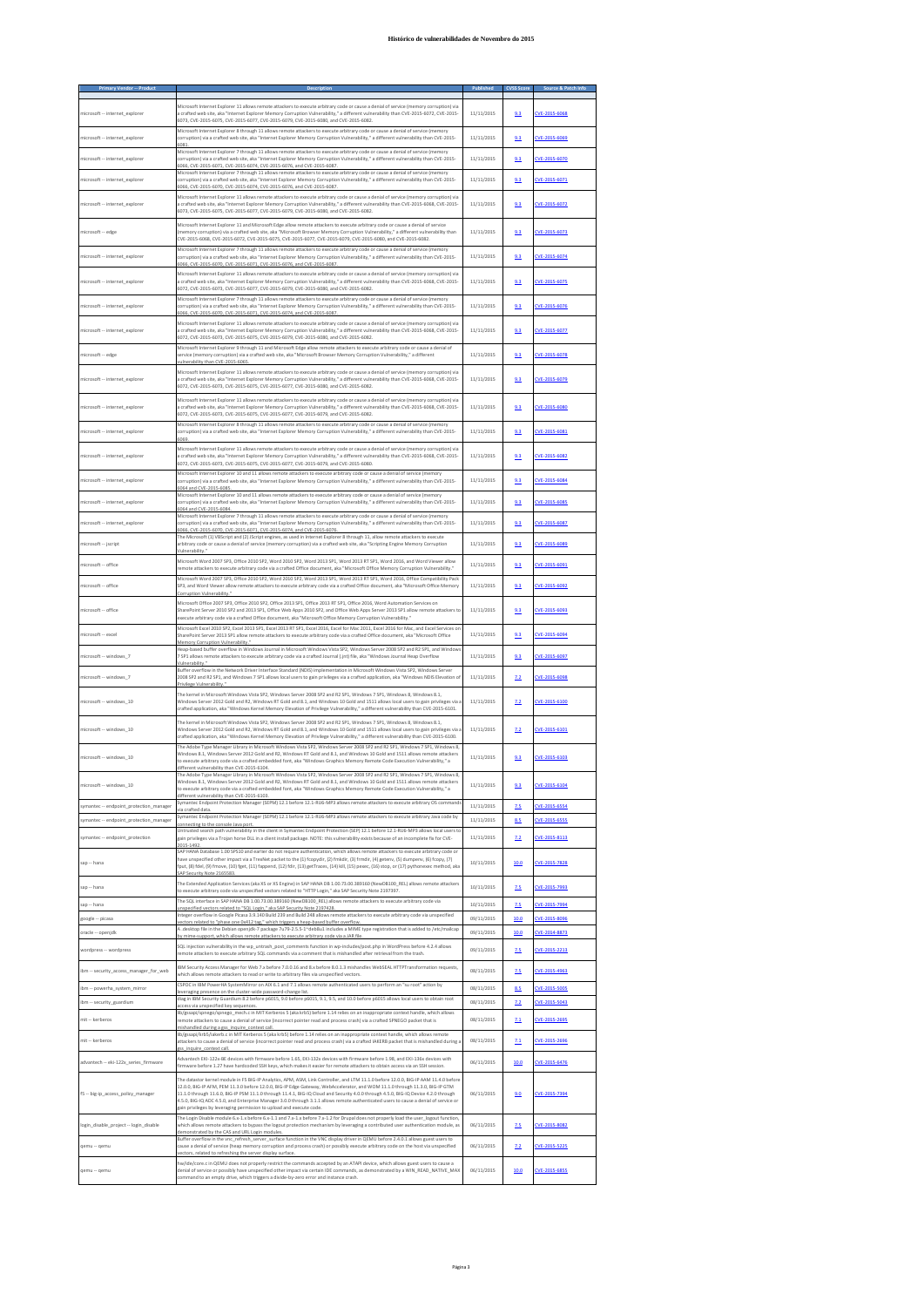# Histórico de vulnerabilidades de Novembro de 2015

| Primary Vendor -- Product | Description | Published | CVSS Score | Source & Patch Info |
|---|---|---|---|---|
| microsoft -- internet_explorer | Microsoft Internet Explorer 11 allows remote attackers to execute arbitrary code or cause a denial of service (memory corruption) via a crafted web site, aka "Internet Explorer Memory Corruption Vulnerability," a different vulnerability than CVE-2015-6072, CVE-2015-6073, CVE-2015-6075, CVE-2015-6077, CVE-2015-6079, CVE-2015-6080, and CVE-2015-6082. | 11/11/2015 | 9.3 | CVE-2015-6068 |
| microsoft -- internet_explorer | Microsoft Internet Explorer 8 through 11 allows remote attackers to execute arbitrary code or cause a denial of service (memory corruption) via a crafted web site, aka "Internet Explorer Memory Corruption Vulnerability," a different vulnerability than CVE-2015-6081. | 11/11/2015 | 9.3 | CVE-2015-6069 |
| microsoft -- internet_explorer | Microsoft Internet Explorer 7 through 11 allows remote attackers to execute arbitrary code or cause a denial of service (memory corruption) via a crafted web site, aka "Internet Explorer Memory Corruption Vulnerability," a different vulnerability than CVE-2015-6066, CVE-2015-6071, CVE-2015-6074, CVE-2015-6076, and CVE-2015-6087. | 11/11/2015 | 9.3 | CVE-2015-6070 |
| microsoft -- internet_explorer | Microsoft Internet Explorer 7 through 11 allows remote attackers to execute arbitrary code or cause a denial of service (memory corruption) via a crafted web site, aka "Internet Explorer Memory Corruption Vulnerability," a different vulnerability than CVE-2015-6066, CVE-2015-6070, CVE-2015-6074, CVE-2015-6076, and CVE-2015-6087. | 11/11/2015 | 9.3 | CVE-2015-6071 |
| microsoft -- internet_explorer | Microsoft Internet Explorer 11 allows remote attackers to execute arbitrary code or cause a denial of service (memory corruption) via a crafted web site, aka "Internet Explorer Memory Corruption Vulnerability," a different vulnerability than CVE-2015-6068, CVE-2015-6073, CVE-2015-6075, CVE-2015-6077, CVE-2015-6079, CVE-2015-6080, and CVE-2015-6082. | 11/11/2015 | 9.3 | CVE-2015-6072 |
| microsoft -- edge | Microsoft Internet Explorer 11 and Microsoft Edge allow remote attackers to execute arbitrary code or cause a denial of service (memory corruption) via a crafted web site, aka "Microsoft Browser Memory Corruption Vulnerability," a different vulnerability than CVE-2015-6068, CVE-2015-6072, CVE-2015-6075, CVE-2015-6077, CVE-2015-6079, CVE-2015-6080, and CVE-2015-6082. | 11/11/2015 | 9.3 | CVE-2015-6073 |
| microsoft -- internet_explorer | Microsoft Internet Explorer 7 through 11 allows remote attackers to execute arbitrary code or cause a denial of service (memory corruption) via a crafted web site, aka "Internet Explorer Memory Corruption Vulnerability," a different vulnerability than CVE-2015-6066, CVE-2015-6070, CVE-2015-6071, CVE-2015-6076, and CVE-2015-6087. | 11/11/2015 | 9.3 | CVE-2015-6074 |
| microsoft -- internet_explorer | Microsoft Internet Explorer 11 allows remote attackers to execute arbitrary code or cause a denial of service (memory corruption) via a crafted web site, aka "Internet Explorer Memory Corruption Vulnerability," a different vulnerability than CVE-2015-6068, CVE-2015-6072, CVE-2015-6073, CVE-2015-6077, CVE-2015-6079, CVE-2015-6080, and CVE-2015-6082. | 11/11/2015 | 9.3 | CVE-2015-6075 |
| microsoft -- internet_explorer | Microsoft Internet Explorer 7 through 11 allows remote attackers to execute arbitrary code or cause a denial of service (memory corruption) via a crafted web site, aka "Internet Explorer Memory Corruption Vulnerability," a different vulnerability than CVE-2015-6066, CVE-2015-6070, CVE-2015-6071, CVE-2015-6074, and CVE-2015-6087. | 11/11/2015 | 9.3 | CVE-2015-6076 |
| microsoft -- internet_explorer | Microsoft Internet Explorer 11 allows remote attackers to execute arbitrary code or cause a denial of service (memory corruption) via a crafted web site, aka "Internet Explorer Memory Corruption Vulnerability," a different vulnerability than CVE-2015-6068, CVE-2015-6072, CVE-2015-6073, CVE-2015-6075, CVE-2015-6079, CVE-2015-6080, and CVE-2015-6082. | 11/11/2015 | 9.3 | CVE-2015-6077 |
| microsoft -- edge | Microsoft Internet Explorer 9 through 11 and Microsoft Edge allow remote attackers to execute arbitrary code or cause a denial of service (memory corruption) via a crafted web site, aka "Microsoft Browser Memory Corruption Vulnerability," a different vulnerability than CVE-2015-6065. | 11/11/2015 | 9.3 | CVE-2015-6078 |
| microsoft -- internet_explorer | Microsoft Internet Explorer 11 allows remote attackers to execute arbitrary code or cause a denial of service (memory corruption) via a crafted web site, aka "Internet Explorer Memory Corruption Vulnerability," a different vulnerability than CVE-2015-6068, CVE-2015-6072, CVE-2015-6073, CVE-2015-6075, CVE-2015-6077, CVE-2015-6080, and CVE-2015-6082. | 11/11/2015 | 9.3 | CVE-2015-6079 |
| microsoft -- internet_explorer | Microsoft Internet Explorer 11 allows remote attackers to execute arbitrary code or cause a denial of service (memory corruption) via a crafted web site, aka "Internet Explorer Memory Corruption Vulnerability," a different vulnerability than CVE-2015-6068, CVE-2015-6072, CVE-2015-6073, CVE-2015-6075, CVE-2015-6077, CVE-2015-6079, and CVE-2015-6082. | 11/11/2015 | 9.3 | CVE-2015-6080 |
| microsoft -- internet_explorer | Microsoft Internet Explorer 8 through 11 allows remote attackers to execute arbitrary code or cause a denial of service (memory corruption) via a crafted web site, aka "Internet Explorer Memory Corruption Vulnerability," a different vulnerability than CVE-2015-6069. | 11/11/2015 | 9.3 | CVE-2015-6081 |
| microsoft -- internet_explorer | Microsoft Internet Explorer 11 allows remote attackers to execute arbitrary code or cause a denial of service (memory corruption) via a crafted web site, aka "Internet Explorer Memory Corruption Vulnerability," a different vulnerability than CVE-2015-6068, CVE-2015-6072, CVE-2015-6073, CVE-2015-6075, CVE-2015-6077, CVE-2015-6079, and CVE-2015-6080. | 11/11/2015 | 9.3 | CVE-2015-6082 |
| microsoft -- internet_explorer | Microsoft Internet Explorer 10 and 11 allows remote attackers to execute arbitrary code or cause a denial of service (memory corruption) via a crafted web site, aka "Internet Explorer Memory Corruption Vulnerability," a different vulnerability than CVE-2015-6064 and CVE-2015-6085. | 11/11/2015 | 9.3 | CVE-2015-6084 |
| microsoft -- internet_explorer | Microsoft Internet Explorer 10 and 11 allows remote attackers to execute arbitrary code or cause a denial of service (memory corruption) via a crafted web site, aka "Internet Explorer Memory Corruption Vulnerability," a different vulnerability than CVE-2015-6064 and CVE-2015-6084. | 11/11/2015 | 9.3 | CVE-2015-6085 |
| microsoft -- internet_explorer | Microsoft Internet Explorer 7 through 11 allows remote attackers to execute arbitrary code or cause a denial of service (memory corruption) via a crafted web site, aka "Internet Explorer Memory Corruption Vulnerability," a different vulnerability than CVE-2015-6066, CVE-2015-6070, CVE-2015-6071, CVE-2015-6074, and CVE-2015-6076. | 11/11/2015 | 9.3 | CVE-2015-6087 |
| microsoft -- jscript | The Microsoft (1) VBScript and (2) JScript engines, as used in Internet Explorer 8 through 11, allow remote attackers to execute arbitrary code or cause a denial of service (memory corruption) via a crafted web site, aka "Scripting Engine Memory Corruption Vulnerability." | 11/11/2015 | 9.3 | CVE-2015-6089 |
| microsoft -- office | Microsoft Word 2007 SP3, Office 2010 SP2, Word 2010 SP2, Word 2013 SP1, Word 2013 RT SP1, Word 2016, and Word Viewer allow remote attackers to execute arbitrary code via a crafted Office document, aka "Microsoft Office Memory Corruption Vulnerability." | 11/11/2015 | 9.3 | CVE-2015-6091 |
| microsoft -- office | Microsoft Word 2007 SP3, Office 2010 SP2, Word 2010 SP2, Word 2013 SP1, Word 2013 RT SP1, Word 2016, Office Compatibility Pack SP3, and Word Viewer allow remote attackers to execute arbitrary code via a crafted Office document, aka "Microsoft Office Memory Corruption Vulnerability." | 11/11/2015 | 9.3 | CVE-2015-6092 |
| microsoft -- office | Microsoft Office 2007 SP3, Office 2010 SP2, Office 2013 SP1, Office 2013 RT SP1, Office 2016, Word Automation Services on SharePoint Server 2010 SP2 and 2013 SP1, Office Web Apps 2010 SP2, and Office Web Apps Server 2013 SP1 allow remote attackers to execute arbitrary code via a crafted Office document, aka "Microsoft Office Memory Corruption Vulnerability." | 11/11/2015 | 9.3 | CVE-2015-6093 |
| microsoft -- excel | Microsoft Excel 2010 SP2, Excel 2013 SP1, Excel 2013 RT SP1, Excel 2016, Excel for Mac 2011, Excel 2016 for Mac, and Excel Services on SharePoint Server 2013 SP1 allow remote attackers to execute arbitrary code via a crafted Office document, aka "Microsoft Office Memory Corruption Vulnerability." | 11/11/2015 | 9.3 | CVE-2015-6094 |
| microsoft -- windows_7 | Heap-based buffer overflow in Windows Journal in Microsoft Windows Vista SP2, Windows Server 2008 SP2 and R2 SP1, and Windows 7 SP1 allows remote attackers to execute arbitrary code via a crafted Journal (.jnt) file, aka "Windows Journal Heap Overflow Vulnerability." | 11/11/2015 | 9.3 | CVE-2015-6097 |
| microsoft -- windows_7 | Buffer overflow in the Network Driver Interface Standard (NDIS) implementation in Microsoft Windows Vista SP2, Windows Server 2008 SP2 and R2 SP1, and Windows 7 SP1 allows local users to gain privileges via a crafted application, aka "Windows NDIS Elevation of Privilege Vulnerability." | 11/11/2015 | 7.2 | CVE-2015-6098 |
| microsoft -- windows_10 | The kernel in Microsoft Windows Vista SP2, Windows Server 2008 SP2 and R2 SP1, Windows 7 SP1, Windows 8, Windows 8.1, Windows Server 2012 Gold and R2, Windows RT Gold and 8.1, and Windows 10 Gold and 1511 allows local users to gain privileges via a crafted application, aka "Windows Kernel Memory Elevation of Privilege Vulnerability," a different vulnerability than CVE-2015-6101. | 11/11/2015 | 7.2 | CVE-2015-6100 |
| microsoft -- windows_10 | The kernel in Microsoft Windows Vista SP2, Windows Server 2008 SP2 and R2 SP1, Windows 7 SP1, Windows 8, Windows 8.1, Windows Server 2012 Gold and R2, Windows RT Gold and 8.1, and Windows 10 Gold and 1511 allows local users to gain privileges via a crafted application, aka "Windows Kernel Memory Elevation of Privilege Vulnerability," a different vulnerability than CVE-2015-6100. | 11/11/2015 | 7.2 | CVE-2015-6101 |
| microsoft -- windows_10 | The Adobe Type Manager Library in Microsoft Windows Vista SP2, Windows Server 2008 SP2 and R2 SP1, Windows 7 SP1, Windows 8, Windows 8.1, Windows Server 2012 Gold and R2, Windows RT Gold and 8.1, and Windows 10 Gold and 1511 allows remote attackers to execute arbitrary code via a crafted embedded font, aka "Windows Graphics Memory Remote Code Execution Vulnerability," a different vulnerability than CVE-2015-6104. | 11/11/2015 | 9.3 | CVE-2015-6103 |
| microsoft -- windows_10 | The Adobe Type Manager Library in Microsoft Windows Vista SP2, Windows Server 2008 SP2 and R2 SP1, Windows 7 SP1, Windows 8, Windows 8.1, Windows Server 2012 Gold and R2, Windows RT Gold and 8.1, and Windows 10 Gold and 1511 allows remote attackers to execute arbitrary code via a crafted embedded font, aka "Windows Graphics Memory Remote Code Execution Vulnerability," a different vulnerability than CVE-2015-6103. | 11/11/2015 | 9.3 | CVE-2015-6104 |
| symantec -- endpoint_protection_manager | Symantec Endpoint Protection Manager (SEPM) 12.1 before 12.1-RU6-MP3 allows remote attackers to execute arbitrary OS commands via crafted data. | 11/11/2015 | 7.5 | CVE-2015-6554 |
| symantec -- endpoint_protection_manager | Symantec Endpoint Protection Manager (SEPM) 12.1 before 12.1-RU6-MP3 allows remote attackers to execute arbitrary Java code by connecting to the console Java port. | 11/11/2015 | 8.5 | CVE-2015-6555 |
| symantec -- endpoint_protection | Untrusted search path vulnerability in the client in Symantec Endpoint Protection (SEP) 12.1 before 12.1-RU6-MP3 allows local users to gain privileges via a Trojan horse DLL in a client install package. NOTE: this vulnerability exists because of an incomplete fix for CVE-2015-1492. | 11/11/2015 | 7.2 | CVE-2015-8113 |
| sap -- hana | SAP HANA Database 1.00 SPS10 and earlier do not require authentication, which allows remote attackers to execute arbitrary code or have unspecified other impact via a TrexNet packet to the (1) fcopydir, (2) fmkdir, (3) frmdir, (4) getenv, (5) dumpenv, (6) fcopy, (7) fput, (8) fdel, (9) fmove, (10) fget, (11) fappend, (12) fdir, (13) getTraces, (14) kill, (15) pexec, (16) stop, or (17) pythonexec method, aka SAP Security Note 2165583. | 10/11/2015 | 10.0 | CVE-2015-7828 |
| sap -- hana | The Extended Application Services (aka XS or XS Engine) in SAP HANA DB 1.00.73.00.389160 (NewDB100_REL) allows remote attackers to execute arbitrary code via unspecified vectors related to "HTTP Login," aka SAP Security Note 2197397. | 10/11/2015 | 7.5 | CVE-2015-7993 |
| sap -- hana | The SQL interface in SAP HANA DB 1.00.73.00.389160 (NewDB100_REL) allows remote attackers to execute arbitrary code via unspecified vectors related to "SQL Login," aka SAP Security Note 2197428. | 10/11/2015 | 7.5 | CVE-2015-7994 |
| google -- picasa | Integer overflow in Google Picasa 3.9.140 Build 239 and Build 248 allows remote attackers to execute arbitrary code via unspecified vectors related to "phase one 0x412 tag," which triggers a heap-based buffer overflow. | 09/11/2015 | 10.0 | CVE-2015-8096 |
| oracle -- openjdk | A .desktop file in the Debian openjdk-7 package 7u79-2.5.5-1~deb8u1 includes a MIME type registration that is added to /etc/mailcap by mime-support, which allows remote attackers to execute arbitrary code via a JAR file. | 09/11/2015 | 10.0 | CVE-2014-8873 |
| wordpress -- wordpress | SQL injection vulnerability in the wp_untrash_post_comments function in wp-includes/post.php in WordPress before 4.2.4 allows remote attackers to execute arbitrary SQL commands via a comment that is mishandled after retrieval from the trash. | 09/11/2015 | 7.5 | CVE-2015-2213 |
| ibm -- security_access_manager_for_web | IBM Security Access Manager for Web 7.x before 7.0.0.16 and 8.x before 8.0.1.3 mishandles WebSEAL HTTPTransformation requests, which allows remote attackers to read or write to arbitrary files via unspecified vectors. | 08/11/2015 | 7.5 | CVE-2015-4963 |
| ibm -- powerha_system_mirror | CSPOC in IBM PowerHA SystemMirror on AIX 6.1 and 7.1 allows remote authenticated users to perform an "su root" action by leveraging presence on the cluster-wide password-change list. | 08/11/2015 | 8.5 | CVE-2015-5005 |
| ibm -- security_guardium | diag in IBM Security Guardium 8.2 before p6015, 9.0 before p6015, 9.1, 9.5, and 10.0 before p6015 allows local users to obtain root access via unspecified key sequences. | 08/11/2015 | 7.2 | CVE-2015-5043 |
| mit -- kerberos | lib/gssapi/spnego/spnego_mech.c in MIT Kerberos 5 (aka krb5) before 1.14 relies on an inappropriate context handle, which allows remote attackers to cause a denial of service (incorrect pointer read and process crash) via a crafted SPNEGO packet that is mishandled during a gss_inquire_context call. | 08/11/2015 | 7.1 | CVE-2015-2695 |
| mit -- kerberos | lib/gssapi/krb5/iakerb.c in MIT Kerberos 5 (aka krb5) before 1.14 relies on an inappropriate context handle, which allows remote attackers to cause a denial of service (incorrect pointer read and process crash) via a crafted IAKERB packet that is mishandled during a gss_inquire_context call. | 08/11/2015 | 7.1 | CVE-2015-2696 |
| advantech -- eki-122x_series_firmware | Advantech EKI-122x-BE devices with firmware before 1.65, EKI-132x devices with firmware before 1.98, and EKI-136x devices with firmware before 1.27 have hardcoded SSH keys, which makes it easier for remote attackers to obtain access via an SSH session. | 06/11/2015 | 10.0 | CVE-2015-6476 |
| f5 -- big-ip_access_policy_manager | The datastor kernel module in F5 BIG-IP Analytics, APM, ASM, Link Controller, and LTM 11.1.0 before 12.0.0, BIG-IP AAM 11.4.0 before 12.0.0, BIG-IP AFM, PEM 11.3.0 before 12.0.0, BIG-IP Edge Gateway, WebAccelerator, and WOM 11.1.0 through 11.3.0, BIG-IP GTM 11.1.0 through 11.6.0, BIG-IP PSM 11.1.0 through 11.4.1, BIG-IQ Cloud and Security 4.0.0 through 4.5.0, BIG-IQ Device 4.2.0 through 4.5.0, BIG-IQ ADC 4.5.0, and Enterprise Manager 3.0.0 through 3.1.1 allows remote authenticated users to cause a denial of service or gain privileges by leveraging permission to upload and execute code. | 06/11/2015 | 9.0 | CVE-2015-7394 |
| login_disable_project -- login_disable | The Login Disable module 6.x-1.x before 6.x-1.1 and 7.x-1.x before 7.x-1.2 for Drupal does not properly load the user_logout function, which allows remote attackers to bypass the logout protection mechanism by leveraging a contributed user authentication module, as demonstrated by the CAS and URL Login modules. | 06/11/2015 | 7.5 | CVE-2015-8082 |
| qemu -- qemu | Buffer overflow in the vnc_refresh_server_surface function in the VNC display driver in QEMU before 2.4.0.1 allows guest users to cause a denial of service (heap memory corruption and process crash) or possibly execute arbitrary code on the host via unspecified vectors, related to refreshing the server display surface. | 06/11/2015 | 7.2 | CVE-2015-5225 |
| qemu -- qemu | hw/ide/core.c in QEMU does not properly restrict the commands accepted by an ATAPI device, which allows guest users to cause a denial of service or possibly have unspecified other impact via certain IDE commands, as demonstrated by a WIN_READ_NATIVE_MAX command to an empty drive, which triggers a divide-by-zero error and instance crash. | 06/11/2015 | 10.0 | CVE-2015-6855 |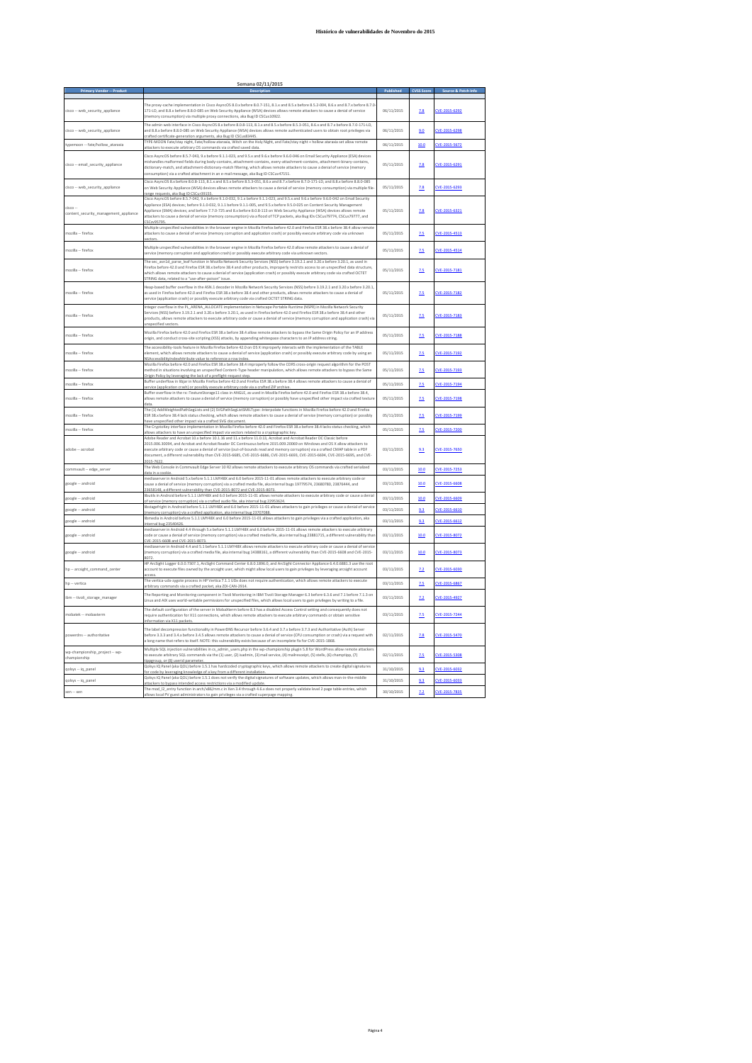# Histórico de vulnerabilidades de Novembro de 2015

## Semana 02/11/2015

| Primary Vendor -- Product | Description | Published | CVSS Score | Source & Patch Info |
|---|---|---|---|---|
| cisco -- web_security_appliance | The proxy-cache implementation in Cisco AsyncOS 8.0.x before 8.0.7-151, 8.1.x and 8.5.x before 8.5.2-004, 8.6.x and 8.7.x before 8.7.0-171-LD, and 8.8.x before 8.8.0-085 on Web Security Appliance (WSA) devices allows remote attackers to cause a denial of service (memory consumption) via multiple proxy connections, aka Bug ID CSCus10922. | 06/11/2015 | 7.8 | CVE-2015-6292 |
| cisco -- web_security_appliance | The admin web interface in Cisco AsyncOS 8.x before 8.0.8-113, 8.1.x and 8.5.x before 8.5.3-051, 8.6.x and 8.7.x before 8.7.0-171-LD, and 8.8.x before 8.8.0-085 on Web Security Appliance (WSA) devices allows remote authenticated users to obtain root privileges via crafted certificate-generation arguments, aka Bug ID CSCuw88445. | 06/11/2015 | 9.0 | CVE-2015-6298 |
| typemoon -- fate/hollow_ataraxia | TYPE-MOON Fate/stay night, Fate/hollow ataraxia, Witch on the Holy Night, and Fate/stay night + hollow ataraxia set allow remote attackers to execute arbitrary OS commands via crafted saved data. | 06/11/2015 | 10.0 | CVE-2015-5672 |
| cisco -- email_security_appliance | Cisco AsyncOS before 8.5.7-043, 9.x before 9.1.1-023, and 9.5.x and 9.6.x before 9.6.0-046 on Email Security Appliance (ESA) devices mishandles malformed fields during body-contains, attachment-contains, every-attachment-contains, attachment-binary-contains, dictionary-match, and attachment-dictionary-match filtering, which allows remote attackers to cause a denial of service (memory consumption) via a crafted attachment in an e-mail message, aka Bug ID CSCuv47151. | 05/11/2015 | 7.8 | CVE-2015-6291 |
| cisco -- web_security_appliance | Cisco AsyncOS 8.x before 8.0.8-113, 8.1.x and 8.5.x before 8.5.3-051, 8.6.x and 8.7.x before 8.7.0-171-LD, and 8.8.x before 8.8.0-085 on Web Security Appliance (WSA) devices allows remote attackers to cause a denial of service (memory consumption) via multiple file-range requests, aka Bug ID CSCuv39155. | 05/11/2015 | 7.8 | CVE-2015-6293 |
| cisco -- content_security_management_appliance | Cisco AsyncOS before 8.5.7-042, 9.x before 9.1.0-032, 9.1.x before 9.1.1-023, and 9.5.x and 9.6.x before 9.6.0-042 on Email Security Appliance (ESA) devices; before 9.1.0-032, 9.1.1 before 9.1.1-005, and 9.5.x before 9.5.0-025 on Content Security Management Appliance (SMA) devices; and before 7.7.0-725 and 8.x before 8.0.8-113 on Web Security Appliance (WSA) devices allows remote attackers to cause a denial of service (memory consumption) via a flood of TCP packets, aka Bug IDs CSCus79774, CSCus79777, and CSCzv95795. | 05/11/2015 | 7.8 | CVE-2015-6321 |
| mozilla -- firefox | Multiple unspecified vulnerabilities in the browser engine in Mozilla Firefox before 42.0 and Firefox ESR 38.x before 38.4 allow remote attackers to cause a denial of service (memory corruption and application crash) or possibly execute arbitrary code via unknown vectors. | 05/11/2015 | 7.5 | CVE-2015-4513 |
| mozilla -- firefox | Multiple unspecified vulnerabilities in the browser engine in Mozilla Firefox before 42.0 allow remote attackers to cause a denial of service (memory corruption and application crash) or possibly execute arbitrary code via unknown vectors. | 05/11/2015 | 7.5 | CVE-2015-4514 |
| mozilla -- firefox | The sec_asn1d_parse_leaf function in Mozilla Network Security Services (NSS) before 3.19.2.1 and 3.20.x before 3.20.1, as used in Firefox before 42.0 and Firefox ESR 38.x before 38.4 and other products, improperly restricts access to an unspecified data structure, which allows remote attackers to cause a denial of service (application crash) or possibly execute arbitrary code via crafted OCTET STRING data, related to a "use-after-poison" issue. | 05/11/2015 | 7.5 | CVE-2015-7181 |
| mozilla -- firefox | Heap-based buffer overflow in the ASN.1 decoder in Mozilla Network Security Services (NSS) before 3.19.2.1 and 3.20.x before 3.20.1, as used in Firefox before 42.0 and Firefox ESR 38.x before 38.4 and other products, allows remote attackers to cause a denial of service (application crash) or possibly execute arbitrary code via crafted OCTET STRING data. | 05/11/2015 | 7.5 | CVE-2015-7182 |
| mozilla -- firefox | Integer overflow in the PL_ARENA_ALLOCATE implementation in Netscape Portable Runtime (NSPR) in Mozilla Network Security Services (NSS) before 3.19.2.1 and 3.20.x before 3.20.1, as used in Firefox before 42.0 and Firefox ESR 38.x before 38.4 and other products, allows remote attackers to execute arbitrary code or cause a denial of service (memory corruption and application crash) via unspecified vectors. | 05/11/2015 | 7.5 | CVE-2015-7183 |
| mozilla -- firefox | Mozilla Firefox before 42.0 and Firefox ESR 38.x before 38.4 allow remote attackers to bypass the Same Origin Policy for an IP address origin, and conduct cross-site scripting (XSS) attacks, by appending whitespace characters to an IP address string. | 05/11/2015 | 7.5 | CVE-2015-7188 |
| mozilla -- firefox | The accessibility-tools feature in Mozilla Firefox before 42.0 on OS X improperly interacts with the implementation of the TABLE element, which allows remote attackers to cause a denial of service (application crash) or possibly execute arbitrary code by using an NSAccessibilityIndexAttribute value to reference a row index. | 05/11/2015 | 7.5 | CVE-2015-7192 |
| mozilla -- firefox | Mozilla Firefox before 42.0 and Firefox ESR 38.x before 38.4 improperly follow the CORS cross-origin request algorithm for the POST method in situations involving an unspecified Content-Type header manipulation, which allows remote attackers to bypass the Same Origin Policy by leveraging the lack of a preflight-request step. | 05/11/2015 | 7.5 | CVE-2015-7193 |
| mozilla -- firefox | Buffer underflow in libjar in Mozilla Firefox before 42.0 and Firefox ESR 38.x before 38.4 allows remote attackers to cause a denial of service (application crash) or possibly execute arbitrary code via a crafted ZIP archive. | 05/11/2015 | 7.5 | CVE-2015-7194 |
| mozilla -- firefox | Buffer overflow in the rx::TextureStorage11 class in ANGLE, as used in Mozilla Firefox before 42.0 and Firefox ESR 38.x before 38.4, allows remote attackers to cause a denial of service (memory corruption) or possibly have unspecified other impact via crafted texture data. | 05/11/2015 | 7.5 | CVE-2015-7198 |
| mozilla -- firefox | The (1) AddWeightedPathSegLists and (2) SVGPathSegListSMILType::Interpolate functions in Mozilla Firefox before 42.0 and Firefox ESR 38.x before 38.4 lack status checking, which allows remote attackers to cause a denial of service (memory corruption) or possibly have unspecified other impact via a crafted SVG document. | 05/11/2015 | 7.5 | CVE-2015-7199 |
| mozilla -- firefox | The CryptoKey interface implementation in Mozilla Firefox before 42.0 and Firefox ESR 38.x before 38.4 lacks status checking, which allows attackers to have an unspecified impact via vectors related to a cryptographic key. | 05/11/2015 | 7.5 | CVE-2015-7200 |
| adobe -- acrobat | Adobe Reader and Acrobat 10.x before 10.1.16 and 11.x before 11.0.13, Acrobat and Acrobat Reader DC Classic before 2015.006.30094, and Acrobat and Acrobat Reader DC Continuous before 2015.009.20069 on Windows and OS X allow attackers to execute arbitrary code or cause a denial of service (out-of-bounds read and memory corruption) via a crafted CMAP table in a PDF document, a different vulnerability than CVE-2015-6685, CVE-2015-6686, CVE-2015-6693, CVE-2015-6694, CVE-2015-6695, and CVE-2015-7622. | 03/11/2015 | 9.3 | CVE-2015-7650 |
| commvault -- edge_server | The Web Console in Commvault Edge Server 10 R2 allows remote attackers to execute arbitrary OS commands via crafted serialized data in a cookie. | 03/11/2015 | 10.0 | CVE-2015-7253 |
| google -- android | mediaserver in Android 5.x before 5.1.1 LMY48X and 6.0 before 2015-11-01 allows remote attackers to execute arbitrary code or cause a denial of service (memory corruption) via a crafted media file, aka internal bugs 19779574, 23680780, 23876444, and 23658148, a different vulnerability than CVE-2015-8072 and CVE-2015-8073. | 03/11/2015 | 10.0 | CVE-2015-6608 |
| google -- android | libutils in Android before 5.1.1 LMY48X and 6.0 before 2015-11-01 allows remote attackers to execute arbitrary code or cause a denial of service (memory corruption) via a crafted audio file, aka internal bug 22953624. | 03/11/2015 | 10.0 | CVE-2015-6609 |
| google -- android | libstagefright in Android before 5.1.1 LMY48X and 6.0 before 2015-11-01 allows attackers to gain privileges or cause a denial of service (memory corruption) via a crafted application, aka internal bug 23707088. | 03/11/2015 | 9.3 | CVE-2015-6610 |
| google -- android | libmedia in Android before 5.1.1 LMY48X and 6.0 before 2015-11-01 allows attackers to gain privileges via a crafted application, aka internal bug 23540426. | 03/11/2015 | 9.3 | CVE-2015-6612 |
| google -- android | mediaserver in Android 4.4 through 5.x before 5.1.1 LMY48X and 6.0 before 2015-11-01 allows remote attackers to execute arbitrary code or cause a denial of service (memory corruption) via a crafted media file, aka internal bug 23881715, a different vulnerability than CVE-2015-6608 and CVE-2015-8073. | 03/11/2015 | 10.0 | CVE-2015-8072 |
| google -- android | mediaserver in Android 4.4 and 5.1 before 5.1.1 LMY48X allows remote attackers to execute arbitrary code or cause a denial of service (memory corruption) via a crafted media file, aka internal bug 14388161, a different vulnerability than CVE-2015-6608 and CVE-2015-8072. | 03/11/2015 | 10.0 | CVE-2015-8073 |
| hp -- arcsight_command_center | HP ArcSight Logger 6.0.0.7307.1, ArcSight Command Center 6.8.0.1896.0, and ArcSight Connector Appliance 6.4.0.6881.3 use the root account to execute files owned by the arcsight user, which might allow local users to gain privileges by leveraging arcsight account access. | 03/11/2015 | 7.2 | CVE-2015-6030 |
| hp -- vertica | The vertica-udx-zygote process in HP Vertica 7.1.1 UDx does not require authentication, which allows remote attackers to execute arbitrary commands via a crafted packet, aka ZDI-CAN-2914. | 03/11/2015 | 7.5 | CVE-2015-6867 |
| ibm -- tivoli_storage_manager | The Reporting and Monitoring component in Tivoli Monitoring in IBM Tivoli Storage Manager 6.3 before 6.3.6 and 7.1 before 7.1.3 on Linux and AIX uses world-writable permissions for unspecified files, which allows local users to gain privileges by writing to a file. | 03/11/2015 | 7.2 | CVE-2015-4927 |
| mobatek -- mobaxterm | The default configuration of the server in MobaXterm before 8.3 has a disabled Access Control setting and consequently does not require authentication for X11 connections, which allows remote attackers to execute arbitrary commands or obtain sensitive information via X11 packets. | 03/11/2015 | 7.5 | CVE-2015-7244 |
| powerdns -- authoritative | The label decompression functionality in PowerDNS Recursor before 3.6.4 and 3.7.x before 3.7.3 and Authoritative (Auth) Server before 3.3.3 and 3.4.x before 3.4.5 allows remote attackers to cause a denial of service (CPU consumption or crash) via a request with a long name that refers to itself. NOTE: this vulnerability exists because of an incomplete fix for CVE-2015-1868. | 02/11/2015 | 7.8 | CVE-2015-5470 |
| wp-championship_project -- wp-championship | Multiple SQL injection vulnerabilities in cs_admin_users.php in the wp-championship plugin 5.8 for WordPress allow remote attackers to execute arbitrary SQL commands via the (1) user, (2) isadmin, (3) mail service, (4) mailresceipt, (5) stellv, (6) champtipp, (7) tippgroup, or (8) userid parameter. | 02/11/2015 | 7.5 | CVE-2015-5308 |
| qobys -- iq_panel | Qobys IQ Panel (aka QOL) before 1.5.1 has hardcoded cryptographic keys, which allows remote attackers to create digital signatures for code by leveraging knowledge of a key from a different installation. | 31/10/2015 | 9.3 | CVE-2015-6032 |
| qobys -- iq_panel | Qobys IQ Panel (aka QOL) before 1.5.1 does not verify the digital signatures of software updates, which allows man-in-the-middle attackers to bypass intended access restrictions via a modified update. | 31/10/2015 | 9.3 | CVE-2015-6033 |
| xen -- xen | The mod_l2_entry function in arch/x86/mm.c in Xen 3.4 through 4.6.x does not properly validate level 2 page table entries, which allows local PV guest administrators to gain privileges via a crafted superpage mapping. | 30/10/2015 | 7.2 | CVE-2015-7835 |